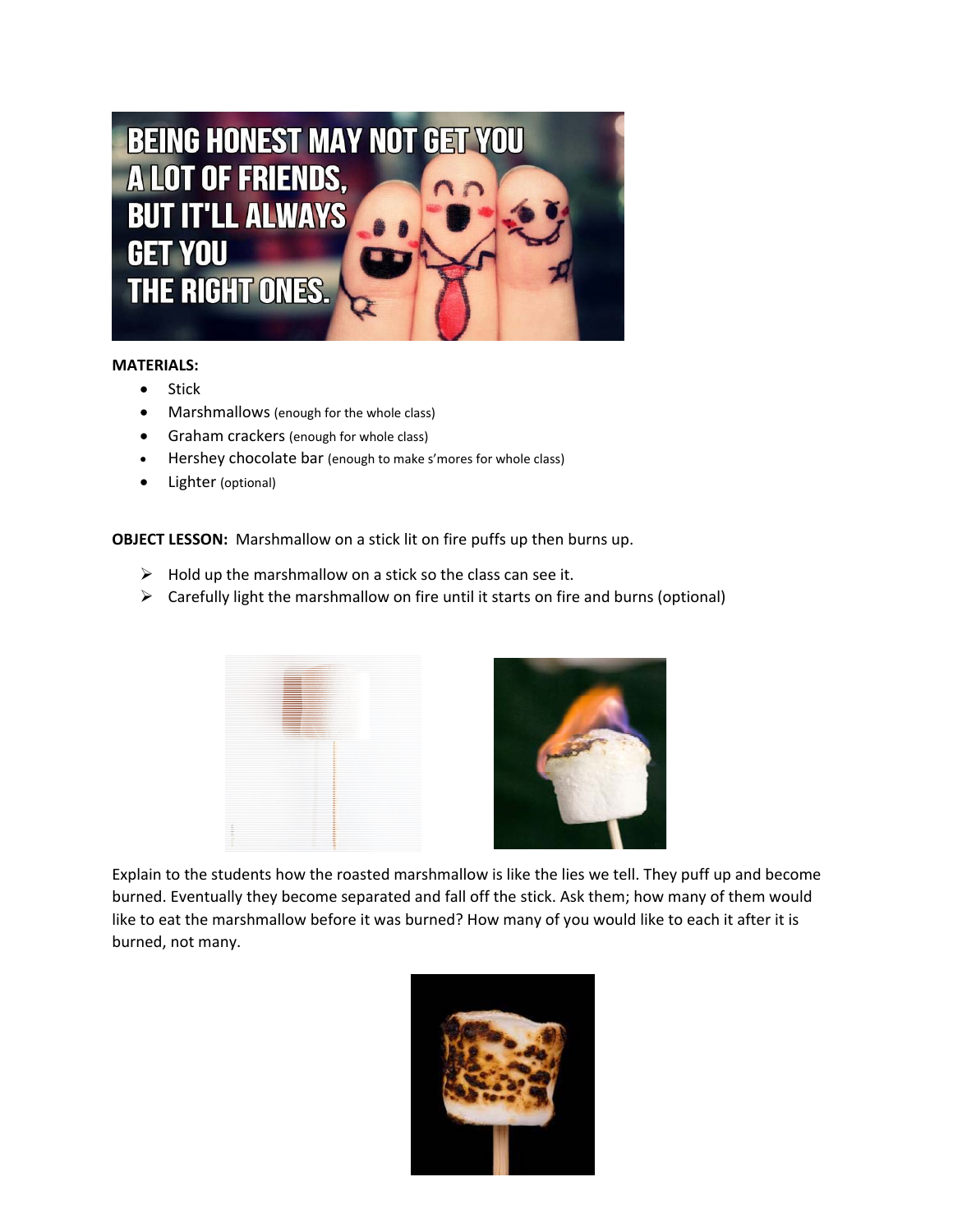**MATERIALS:**

- Stick
- Marshmallows (enough for the whole class)
- Graham crackers (enough for whole class)
- Hershey chocolate bar (enough to make s'mores for whole class)
- Lighter (optional)

**OBJECT LESSON:** Marshmallow on a stick lit on fire puffs up then burns up.

- Hold up the marshmallow on a stick so the class can see it.
- Carefully light the marshmallow on fire until it starts on fire and burns (optional)

Explain to the students how the roasted marshmallow is like the lies we tell. They puff up and become burned. Eventually they become separated and fall off the stick. Ask them; how many of them would like to eat the marshmallow before it was burned? How many of you would like to each it after it is burned, not many.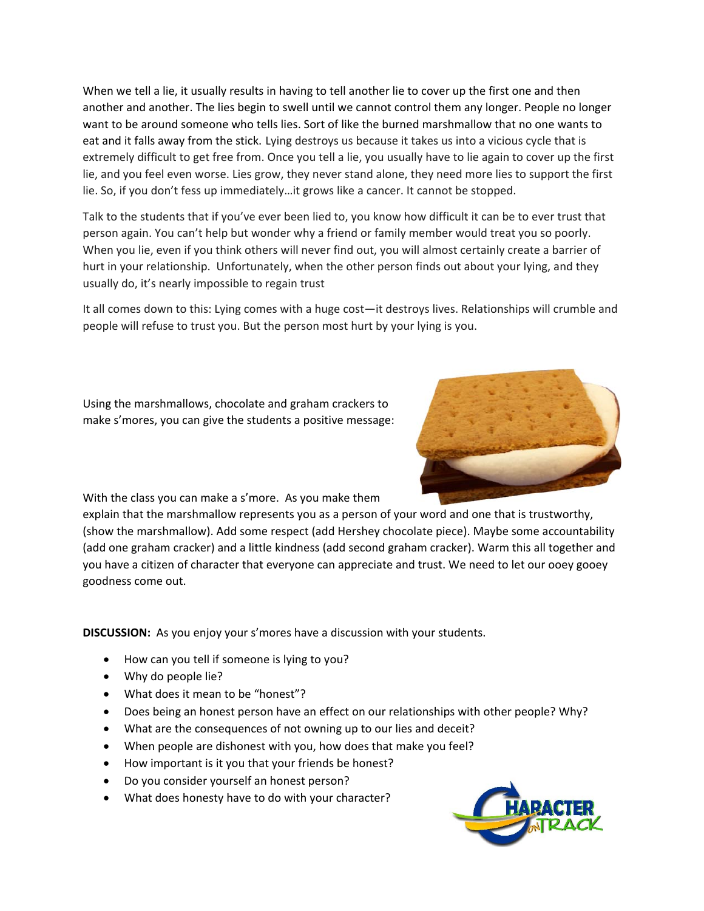When we tell a lie, it usually results in having to tell another lie to cover up the first one and then another and another. The lies begin to swell until we cannot control them any longer. People no longer want to be around someone who tells lies. Sort of like the burned marshmallow that no one wants to eat and it falls away from the stick. Lying destroys us because it takes us into a vicious cycle that is extremely difficult to get free from. Once you tell a lie, you usually have to lie again to cover up the first lie, and you feel even worse. Lies grow, they never stand alone, they need more lies to support the first lie. So, if you don't fess up immediately…it grows like a cancer. It cannot be stopped.

Talk to the students that if you've ever been lied to, you know how difficult it can be to ever trust that person again. You can't help but wonder why a friend or family member would treat you so poorly. When you lie, even if you think others will never find out, you will almost certainly create a barrier of hurt in your relationship. Unfortunately, when the other person finds out about your lying, and they usually do, it's nearly impossible to regain trust

It all comes down to this: Lying comes with a huge cost—it destroys lives. Relationships will crumble and people will refuse to trust you. But the person most hurt by your lying is you.

Using the marshmallows, chocolate and graham crackers to make s'mores, you can give the students a positive message:

With the class you can make a s'more. As you make them explain that the marshmallow represents you as a person of your word and one that is trustworthy, (show the marshmallow). Add some respect (add Hershey chocolate piece). Maybe some accountability (add one graham cracker) and a little kindness (add second graham cracker). Warm this all together and you have a citizen of character that everyone can appreciate and trust. We need to let our ooey gooey goodness come out.

**DISCUSSION:** As you enjoy your s'mores have a discussion with your students.

- How can you tell if someone is lying to you?
- Why do people lie?
- What does it mean to be "honest"?
- Does being an honest person have an effect on our relationships with other people? Why?
- What are the consequences of not owning up to our lies and deceit?
- When people are dishonest with you, how does that make you feel?
- How important is it you that your friends be honest?
- Do you consider yourself an honest person?
- What does honesty have to do with your character?